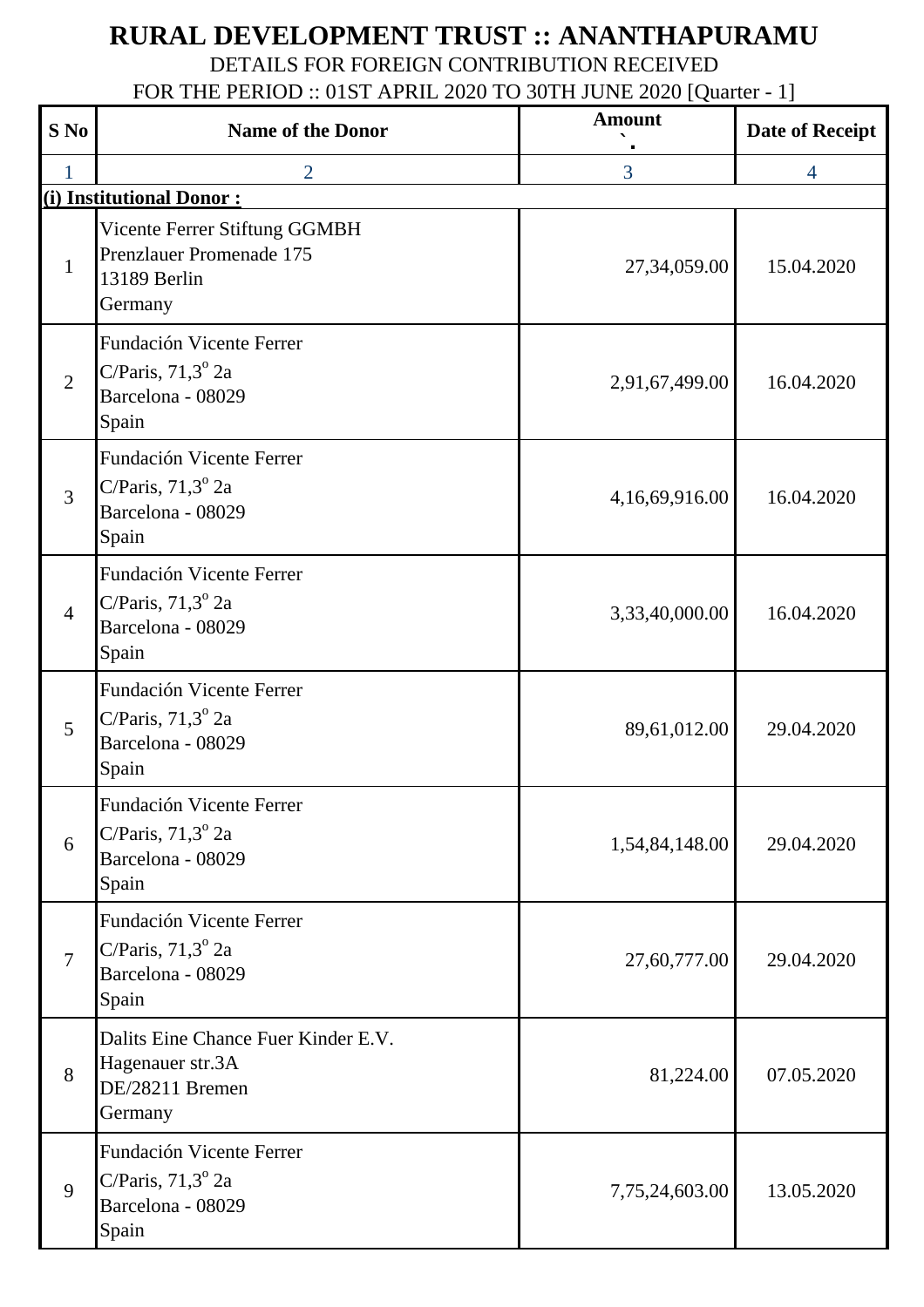# RURAL DEVELOPMENT TRUST :: ANANTHAPURAMU

DETAILS FOR FOREIGN CONTRIBUTION RECEIVED

FOR THE PERIOD :: 01ST APRIL 2020 TO 30TH JUNE 2020 [Quarter - 1]

| S No | Name of the Donor | Amount ` | Date of Receipt |
|---|---|---|---|
| 1 | 2 | 3 | 4 |
| **(i) Institutional Donor :** | | | |
| 1 | Vicente Ferrer Stiftung GGMBH<br>Prenzlauer Promenade 175<br>13189 Berlin<br>Germany | 27,34,059.00 | 15.04.2020 |
| 2 | Fundación Vicente Ferrer<br>C/Paris, 71,3º 2a<br>Barcelona - 08029<br>Spain | 2,91,67,499.00 | 16.04.2020 |
| 3 | Fundación Vicente Ferrer<br>C/Paris, 71,3º 2a<br>Barcelona - 08029<br>Spain | 4,16,69,916.00 | 16.04.2020 |
| 4 | Fundación Vicente Ferrer<br>C/Paris, 71,3º 2a<br>Barcelona - 08029<br>Spain | 3,33,40,000.00 | 16.04.2020 |
| 5 | Fundación Vicente Ferrer<br>C/Paris, 71,3º 2a<br>Barcelona - 08029<br>Spain | 89,61,012.00 | 29.04.2020 |
| 6 | Fundación Vicente Ferrer<br>C/Paris, 71,3º 2a<br>Barcelona - 08029<br>Spain | 1,54,84,148.00 | 29.04.2020 |
| 7 | Fundación Vicente Ferrer<br>C/Paris, 71,3º 2a<br>Barcelona - 08029<br>Spain | 27,60,777.00 | 29.04.2020 |
| 8 | Dalits Eine Chance Fuer Kinder E.V.<br>Hagenauer str.3A<br>DE/28211 Bremen<br>Germany | 81,224.00 | 07.05.2020 |
| 9 | Fundación Vicente Ferrer<br>C/Paris, 71,3º 2a<br>Barcelona - 08029<br>Spain | 7,75,24,603.00 | 13.05.2020 |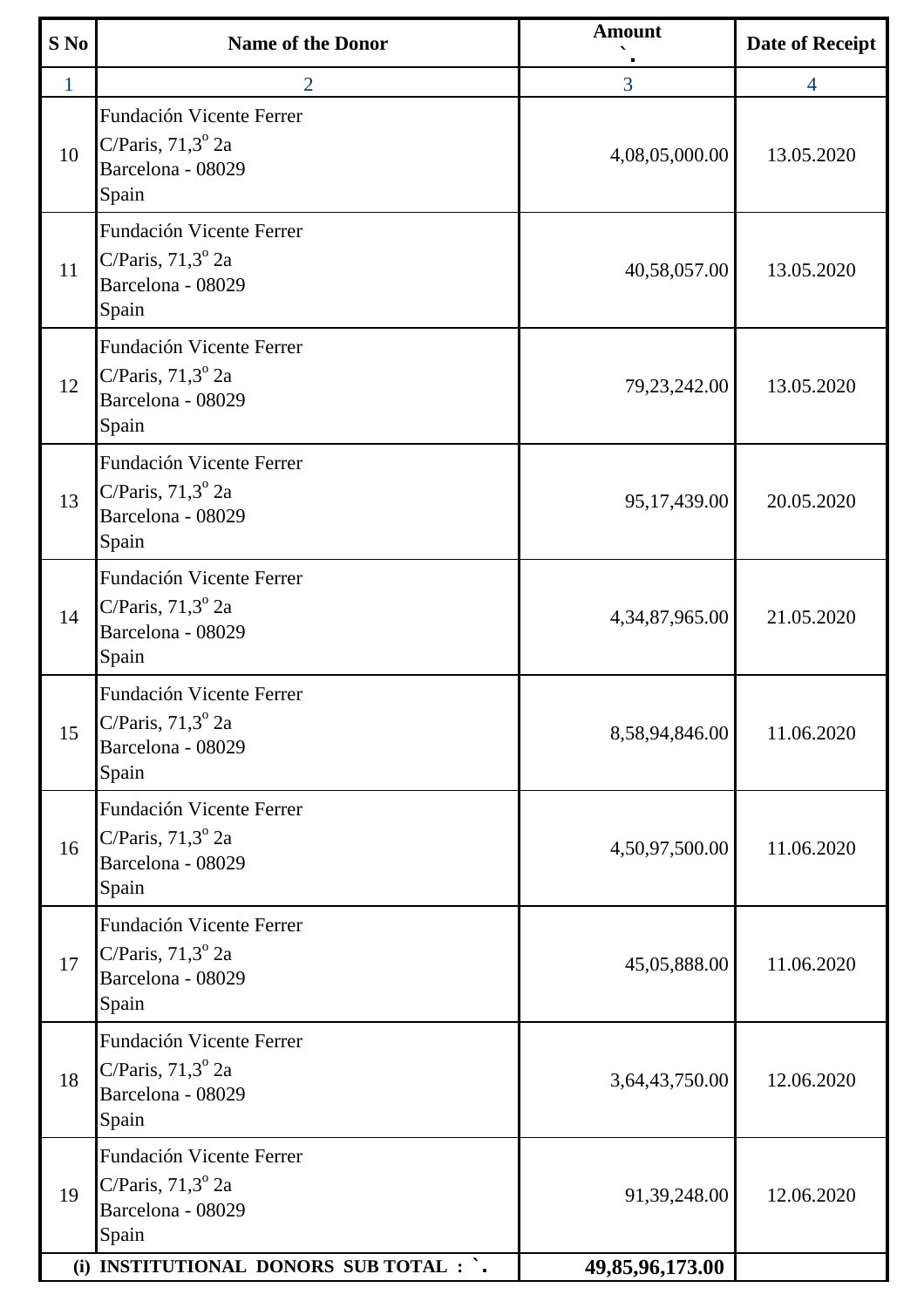| S No | Name of the Donor | Amount ` | Date of Receipt |
|---|---|---|---|
| 1 | 2 | 3 | 4 |
| 10 | Fundación Vicente Ferrer C/Paris, 71,3º 2a Barcelona - 08029 Spain | 4,08,05,000.00 | 13.05.2020 |
| 11 | Fundación Vicente Ferrer C/Paris, 71,3º 2a Barcelona - 08029 Spain | 40,58,057.00 | 13.05.2020 |
| 12 | Fundación Vicente Ferrer C/Paris, 71,3º 2a Barcelona - 08029 Spain | 79,23,242.00 | 13.05.2020 |
| 13 | Fundación Vicente Ferrer C/Paris, 71,3º 2a Barcelona - 08029 Spain | 95,17,439.00 | 20.05.2020 |
| 14 | Fundación Vicente Ferrer C/Paris, 71,3º 2a Barcelona - 08029 Spain | 4,34,87,965.00 | 21.05.2020 |
| 15 | Fundación Vicente Ferrer C/Paris, 71,3º 2a Barcelona - 08029 Spain | 8,58,94,846.00 | 11.06.2020 |
| 16 | Fundación Vicente Ferrer C/Paris, 71,3º 2a Barcelona - 08029 Spain | 4,50,97,500.00 | 11.06.2020 |
| 17 | Fundación Vicente Ferrer C/Paris, 71,3º 2a Barcelona - 08029 Spain | 45,05,888.00 | 11.06.2020 |
| 18 | Fundación Vicente Ferrer C/Paris, 71,3º 2a Barcelona - 08029 Spain | 3,64,43,750.00 | 12.06.2020 |
| 19 | Fundación Vicente Ferrer C/Paris, 71,3º 2a Barcelona - 08029 Spain | 91,39,248.00 | 12.06.2020 |
| **(i) INSTITUTIONAL DONORS SUB TOTAL : `.** | | **49,85,96,173.00** | |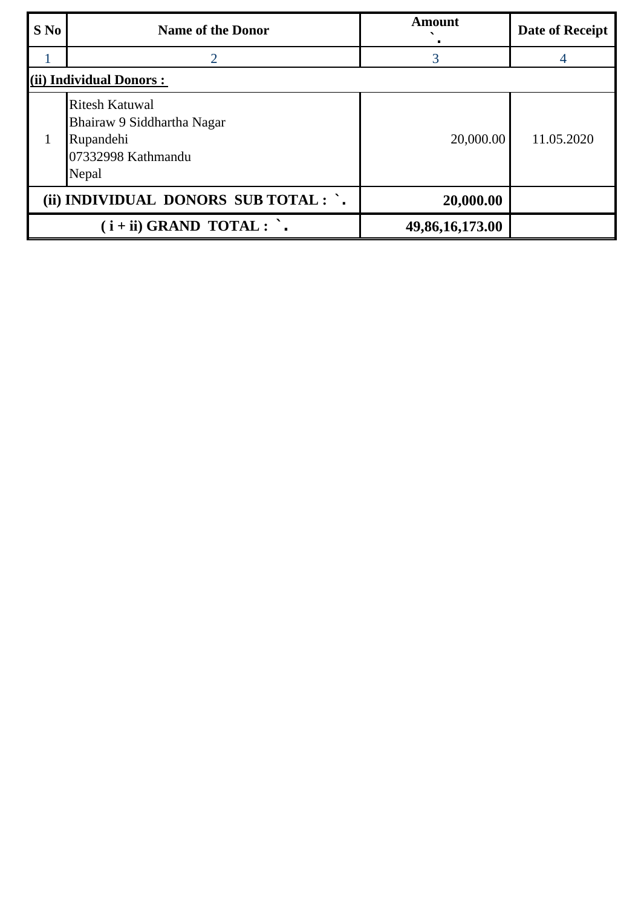| S No | Name of the Donor | Amount ` . | Date of Receipt |
|---|---|---|---|
| 1 | 2 | 3 | 4 |
| **(ii) Individual Donors :** | | | |
| 1 | Ritesh Katuwal<br>Bhairaw 9 Siddhartha Nagar<br>Rupandehi<br>07332998 Kathmandu<br>Nepal | 20,000.00 | 11.05.2020 |
| **(ii) INDIVIDUAL DONORS SUB TOTAL : ` .** | | **20,000.00** | |
| **( i + ii) GRAND TOTAL : ` .** | | **49,86,16,173.00** | |